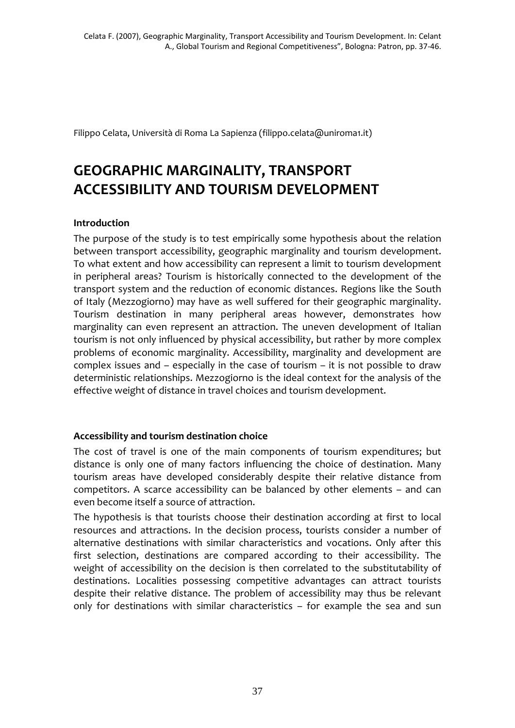Celata F. (2007), Geographic Marginality, Transport Accessibility and Tourism Development. In: Celant A., Global Tourism and Regional Competitiveness", Bologna: Patron, pp. 37-46.

Filippo Celata, Università di Roma La Sapienza (filippo.celata@uniroma1.it)

# GEOGRAPHIC MARGINALITY, TRANSPORT ACCESSIBILITY AND TOURISM DEVELOPMENT

### Introduction

The purpose of the study is to test empirically some hypothesis about the relation between transport accessibility, geographic marginality and tourism development. To what extent and how accessibility can represent a limit to tourism development in peripheral areas? Tourism is historically connected to the development of the transport system and the reduction of economic distances. Regions like the South of Italy (Mezzogiorno) may have as well suffered for their geographic marginality. Tourism destination in many peripheral areas however, demonstrates how marginality can even represent an attraction. The uneven development of Italian tourism is not only influenced by physical accessibility, but rather by more complex problems of economic marginality. Accessibility, marginality and development are complex issues and – especially in the case of tourism – it is not possible to draw deterministic relationships. Mezzogiorno is the ideal context for the analysis of the effective weight of distance in travel choices and tourism development.

### Accessibility and tourism destination choice

The cost of travel is one of the main components of tourism expenditures; but distance is only one of many factors influencing the choice of destination. Many tourism areas have developed considerably despite their relative distance from competitors. A scarce accessibility can be balanced by other elements – and can even become itself a source of attraction.

The hypothesis is that tourists choose their destination according at first to local resources and attractions. In the decision process, tourists consider a number of alternative destinations with similar characteristics and vocations. Only after this first selection, destinations are compared according to their accessibility. The weight of accessibility on the decision is then correlated to the substitutability of destinations. Localities possessing competitive advantages can attract tourists despite their relative distance. The problem of accessibility may thus be relevant only for destinations with similar characteristics – for example the sea and sun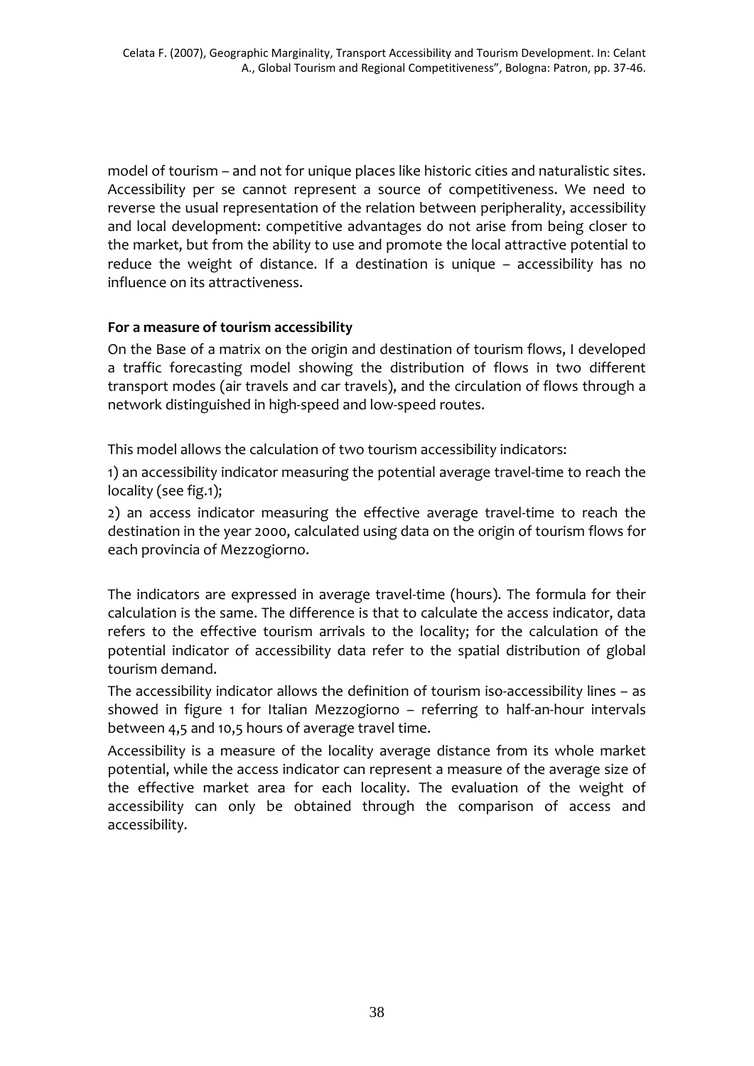model of tourism – and not for unique places like historic cities and naturalistic sites. Accessibility per se cannot represent a source of competitiveness. We need to reverse the usual representation of the relation between peripherality, accessibility and local development: competitive advantages do not arise from being closer to the market, but from the ability to use and promote the local attractive potential to reduce the weight of distance. If a destination is unique – accessibility has no influence on its attractiveness.

**For a measure of tourism accessibility**

On the Base of a matrix on the origin and destination of tourism flows, I developed a traffic forecasting model showing the distribution of flows in two different transport modes (air travels and car travels), and the circulation of flows through a network distinguished in high-speed and low-speed routes.

This model allows the calculation of two tourism accessibility indicators:

1) an accessibility indicator measuring the potential average travel-time to reach the locality (see fig.1);

2) an access indicator measuring the effective average travel-time to reach the destination in the year 2000, calculated using data on the origin of tourism flows for each provincia of Mezzogiorno.

The indicators are expressed in average travel-time (hours). The formula for their calculation is the same. The difference is that to calculate the access indicator, data refers to the effective tourism arrivals to the locality; for the calculation of the potential indicator of accessibility data refer to the spatial distribution of global tourism demand.

The accessibility indicator allows the definition of tourism iso-accessibility lines – as showed in figure 1 for Italian Mezzogiorno – referring to half-an-hour intervals between 4,5 and 10,5 hours of average travel time.

Accessibility is a measure of the locality average distance from its whole market potential, while the access indicator can represent a measure of the average size of the effective market area for each locality. The evaluation of the weight of accessibility can only be obtained through the comparison of access and accessibility.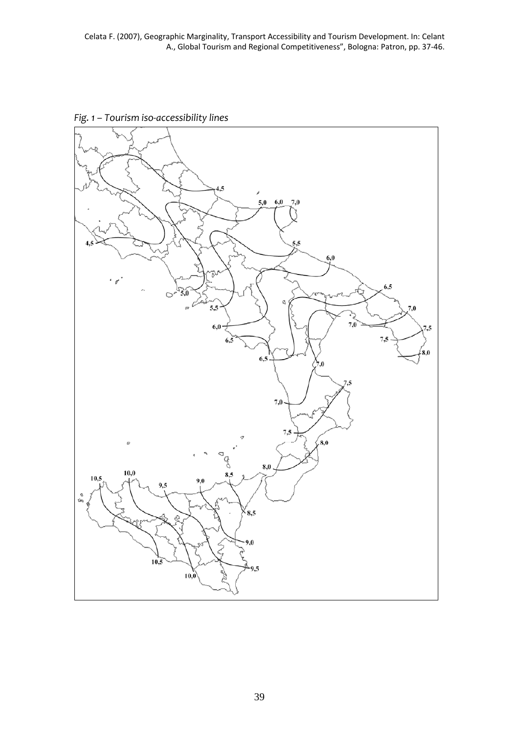*Fig. 1 – Tourism iso-accessibility lines*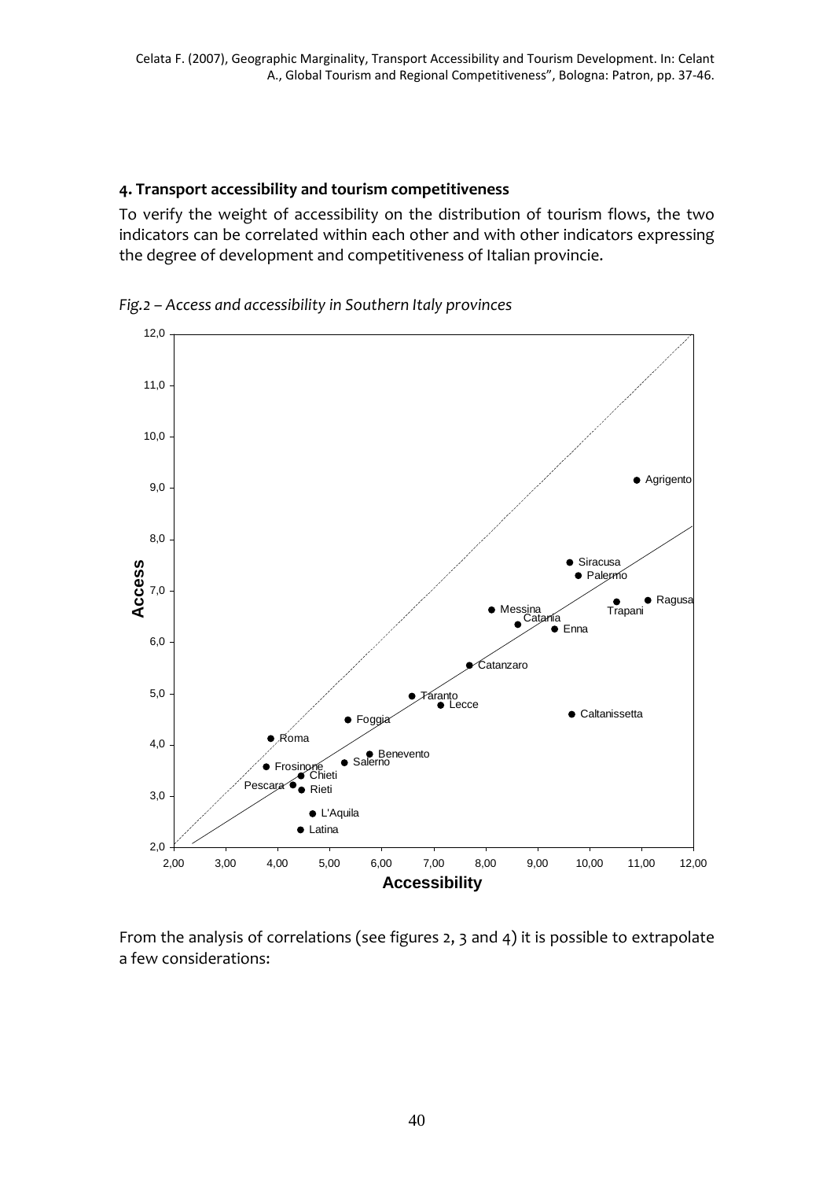## 4. Transport accessibility and tourism competitiveness

To verify the weight of accessibility on the distribution of tourism flows, the two indicators can be correlated within each other and with other indicators expressing the degree of development and competitiveness of Italian provincie.

*Fig.2 – Access and accessibility in Southern Italy provinces*

From the analysis of correlations (see figures 2, 3 and 4) it is possible to extrapolate a few considerations: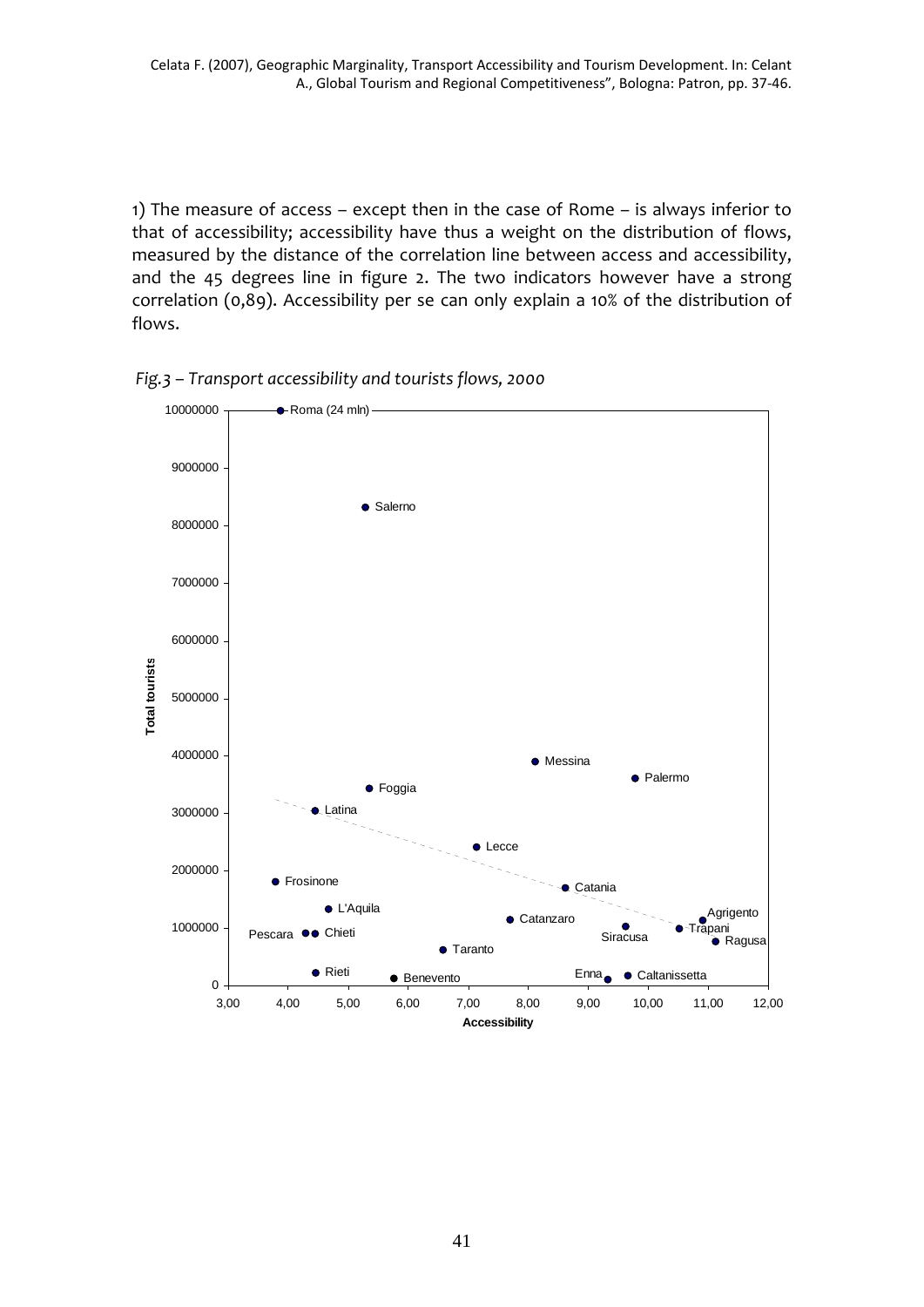1) The measure of access – except then in the case of Rome – is always inferior to that of accessibility; accessibility have thus a weight on the distribution of flows, measured by the distance of the correlation line between access and accessibility, and the 45 degrees line in figure 2. The two indicators however have a strong correlation (0,89). Accessibility per se can only explain a 10% of the distribution of flows.

*Fig.3 – Transport accessibility and tourists flows, 2000*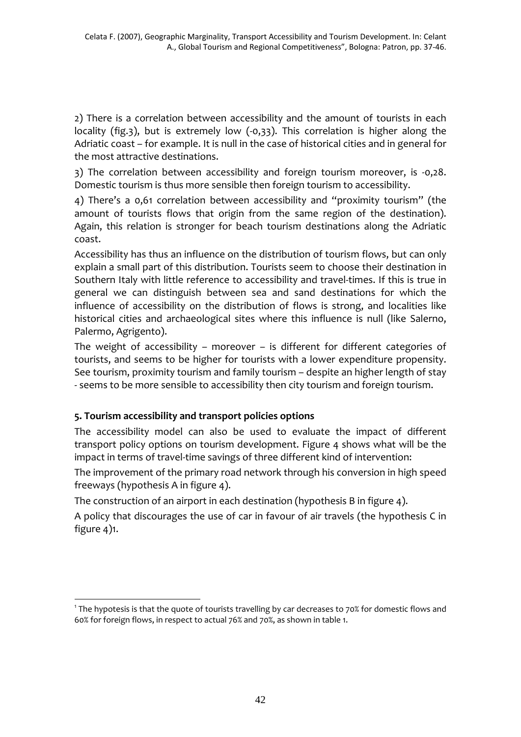2) There is a correlation between accessibility and the amount of tourists in each locality (fig.3), but is extremely low (-0,33). This correlation is higher along the Adriatic coast – for example. It is null in the case of historical cities and in general for the most attractive destinations.

3) The correlation between accessibility and foreign tourism moreover, is -0,28. Domestic tourism is thus more sensible then foreign tourism to accessibility.

4) There's a 0,61 correlation between accessibility and "proximity tourism" (the amount of tourists flows that origin from the same region of the destination). Again, this relation is stronger for beach tourism destinations along the Adriatic coast.

Accessibility has thus an influence on the distribution of tourism flows, but can only explain a small part of this distribution. Tourists seem to choose their destination in Southern Italy with little reference to accessibility and travel-times. If this is true in general we can distinguish between sea and sand destinations for which the influence of accessibility on the distribution of flows is strong, and localities like historical cities and archaeological sites where this influence is null (like Salerno, Palermo, Agrigento).

The weight of accessibility – moreover – is different for different categories of tourists, and seems to be higher for tourists with a lower expenditure propensity. See tourism, proximity tourism and family tourism – despite an higher length of stay - seems to be more sensible to accessibility then city tourism and foreign tourism.

## 5. Tourism accessibility and transport policies options

The accessibility model can also be used to evaluate the impact of different transport policy options on tourism development. Figure 4 shows what will be the impact in terms of travel-time savings of three different kind of intervention:

The improvement of the primary road network through his conversion in high speed freeways (hypothesis A in figure 4).

The construction of an airport in each destination (hypothesis B in figure 4).

A policy that discourages the use of car in favour of air travels (the hypothesis C in figure 4)[1].

[1] The hypotesis is that the quote of tourists travelling by car decreases to 70% for domestic flows and 60% for foreign flows, in respect to actual 76% and 70%, as shown in table 1.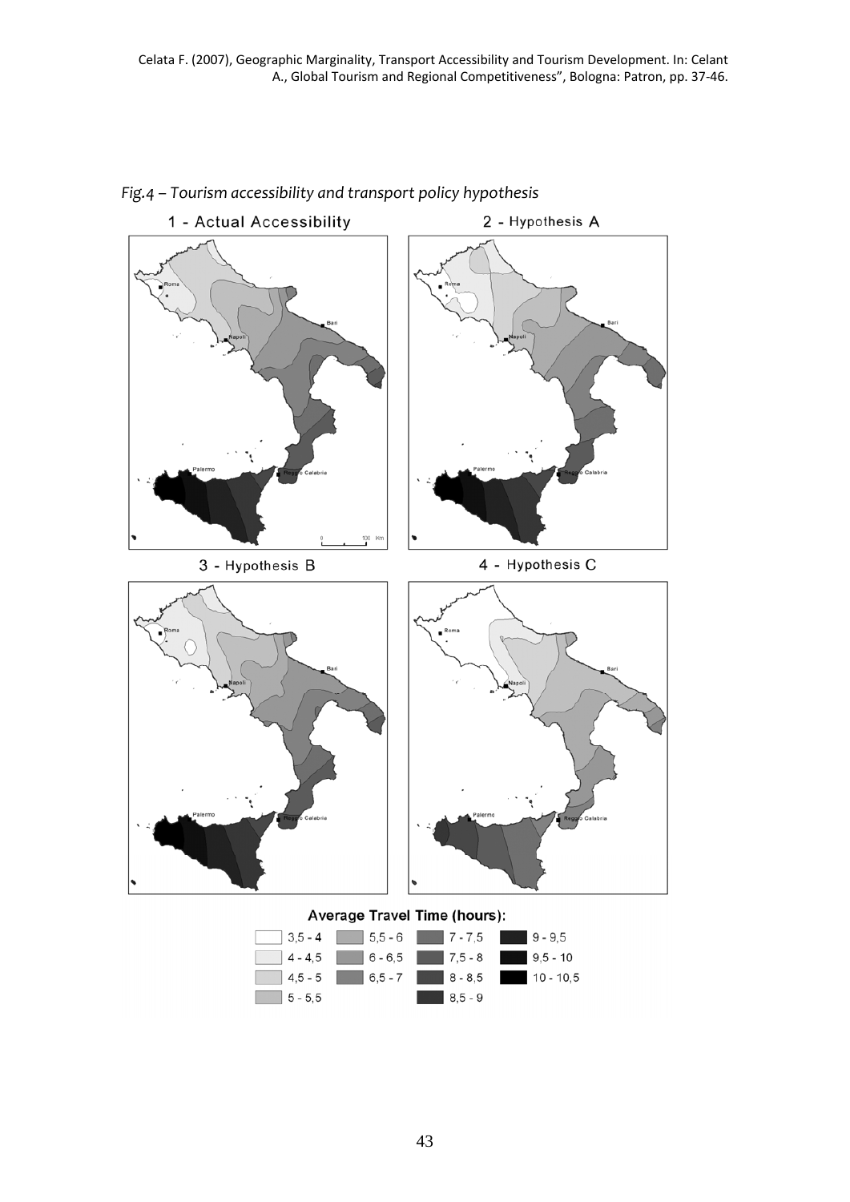*Fig.4 – Tourism accessibility and transport policy hypothesis*

1 - Actual Accessibility

2 - Hypothesis A

3 - Hypothesis B

4 - Hypothesis C

**Average Travel Time (hours):**

| | | | |
|---|---|---|---|
| 3,5 - 4 | 5,5 - 6 | 7 - 7,5 | 9 - 9,5 |
| 4 - 4,5 | 6 - 6,5 | 7,5 - 8 | 9,5 - 10 |
| 4,5 - 5 | 6,5 - 7 | 8 - 8,5 | 10 - 10,5 |
| 5 - 5,5 | | 8,5 - 9 | |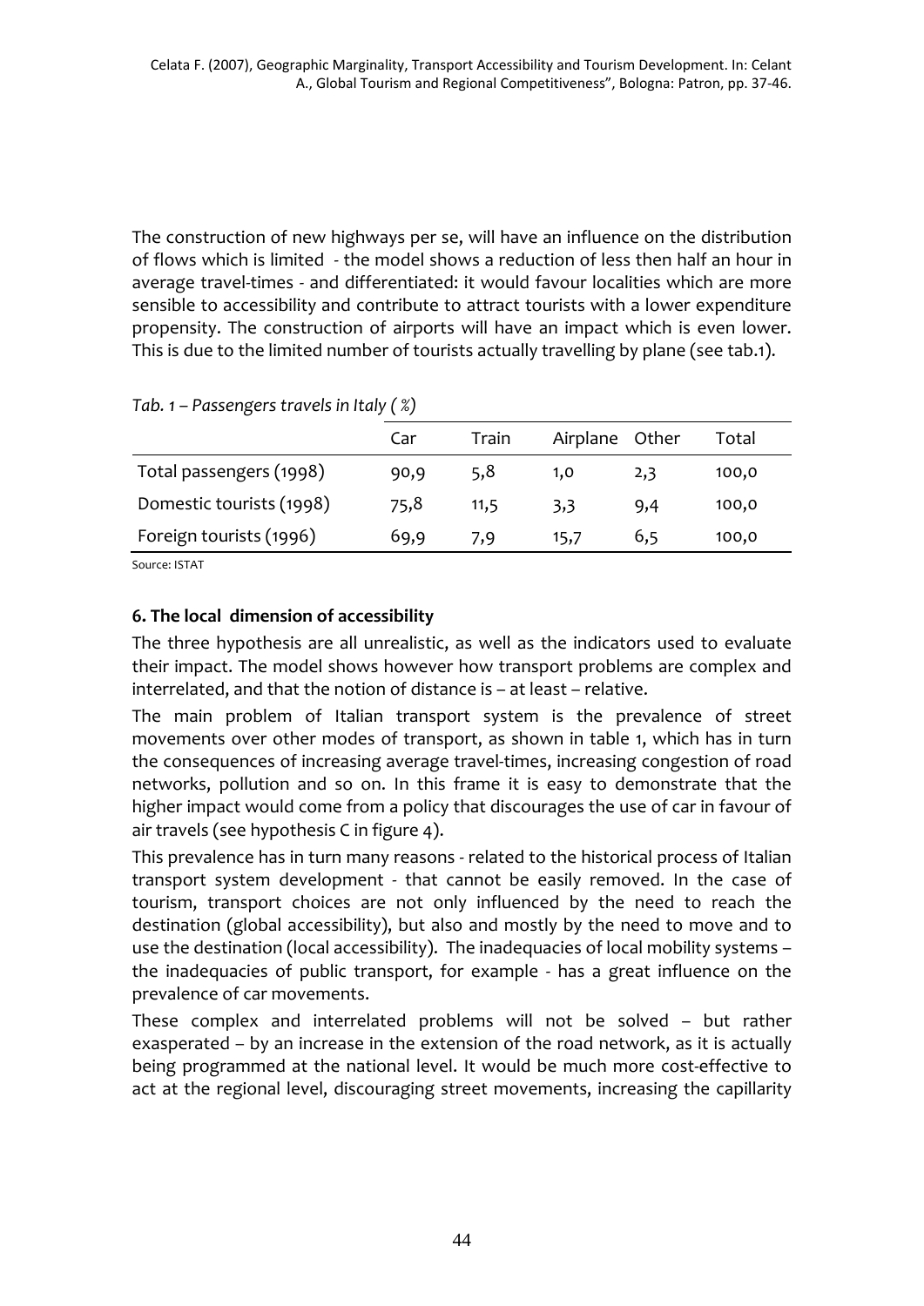The construction of new highways per se, will have an influence on the distribution of flows which is limited - the model shows a reduction of less then half an hour in average travel-times - and differentiated: it would favour localities which are more sensible to accessibility and contribute to attract tourists with a lower expenditure propensity. The construction of airports will have an impact which is even lower. This is due to the limited number of tourists actually travelling by plane (see tab.1).

*Tab. 1 – Passengers travels in Italy ( %)*

| | Car | Train | Airplane | Other | Total |
|---|---|---|---|---|---|
| Total passengers (1998) | 90,9 | 5,8 | 1,0 | 2,3 | 100,0 |
| Domestic tourists (1998) | 75,8 | 11,5 | 3,3 | 9,4 | 100,0 |
| Foreign tourists (1996) | 69,9 | 7,9 | 15,7 | 6,5 | 100,0 |

Source: ISTAT

### 6. The local dimension of accessibility

The three hypothesis are all unrealistic, as well as the indicators used to evaluate their impact. The model shows however how transport problems are complex and interrelated, and that the notion of distance is – at least – relative.

The main problem of Italian transport system is the prevalence of street movements over other modes of transport, as shown in table 1, which has in turn the consequences of increasing average travel-times, increasing congestion of road networks, pollution and so on. In this frame it is easy to demonstrate that the higher impact would come from a policy that discourages the use of car in favour of air travels (see hypothesis C in figure 4).

This prevalence has in turn many reasons - related to the historical process of Italian transport system development - that cannot be easily removed. In the case of tourism, transport choices are not only influenced by the need to reach the destination (global accessibility), but also and mostly by the need to move and to use the destination (local accessibility). The inadequacies of local mobility systems – the inadequacies of public transport, for example - has a great influence on the prevalence of car movements.

These complex and interrelated problems will not be solved – but rather exasperated – by an increase in the extension of the road network, as it is actually being programmed at the national level. It would be much more cost-effective to act at the regional level, discouraging street movements, increasing the capillarity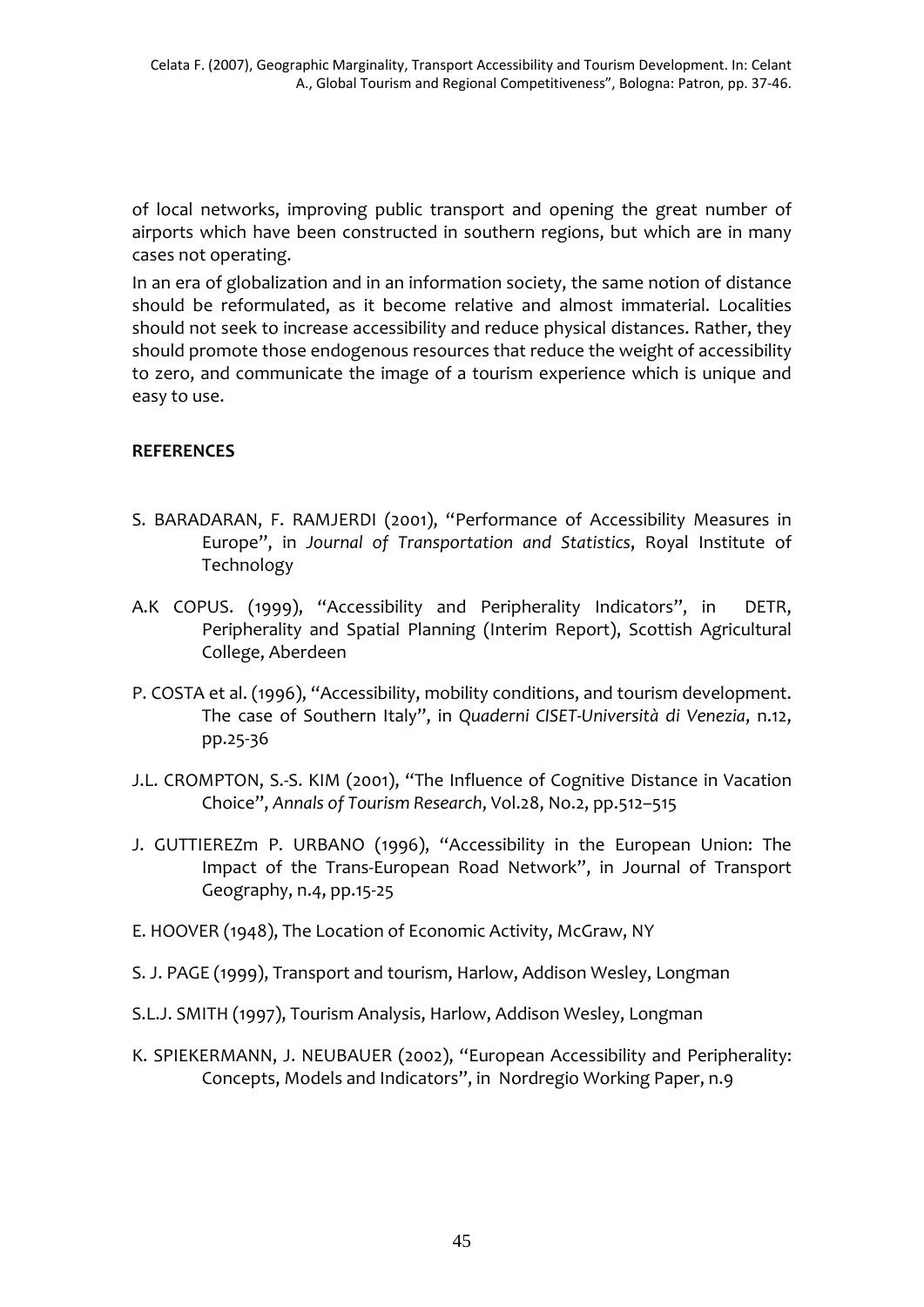of local networks, improving public transport and opening the great number of airports which have been constructed in southern regions, but which are in many cases not operating.

In an era of globalization and in an information society, the same notion of distance should be reformulated, as it become relative and almost immaterial. Localities should not seek to increase accessibility and reduce physical distances. Rather, they should promote those endogenous resources that reduce the weight of accessibility to zero, and communicate the image of a tourism experience which is unique and easy to use.

**REFERENCES**

S. BARADARAN, F. RAMJERDI (2001), "Performance of Accessibility Measures in Europe", in *Journal of Transportation and Statistics*, Royal Institute of Technology

A.K COPUS. (1999), "Accessibility and Peripherality Indicators", in DETR, Peripherality and Spatial Planning (Interim Report), Scottish Agricultural College, Aberdeen

P. COSTA et al. (1996), "Accessibility, mobility conditions, and tourism development. The case of Southern Italy", in *Quaderni CISET-Università di Venezia*, n.12, pp.25-36

J.L. CROMPTON, S.-S. KIM (2001), "The Influence of Cognitive Distance in Vacation Choice", *Annals of Tourism Research*, Vol.28, No.2, pp.512–515

J. GUTTIEREZm P. URBANO (1996), "Accessibility in the European Union: The Impact of the Trans-European Road Network", in Journal of Transport Geography, n.4, pp.15-25

E. HOOVER (1948), The Location of Economic Activity, McGraw, NY

S. J. PAGE (1999), Transport and tourism, Harlow, Addison Wesley, Longman

S.L.J. SMITH (1997), Tourism Analysis, Harlow, Addison Wesley, Longman

K. SPIEKERMANN, J. NEUBAUER (2002), "European Accessibility and Peripherality: Concepts, Models and Indicators", in Nordregio Working Paper, n.9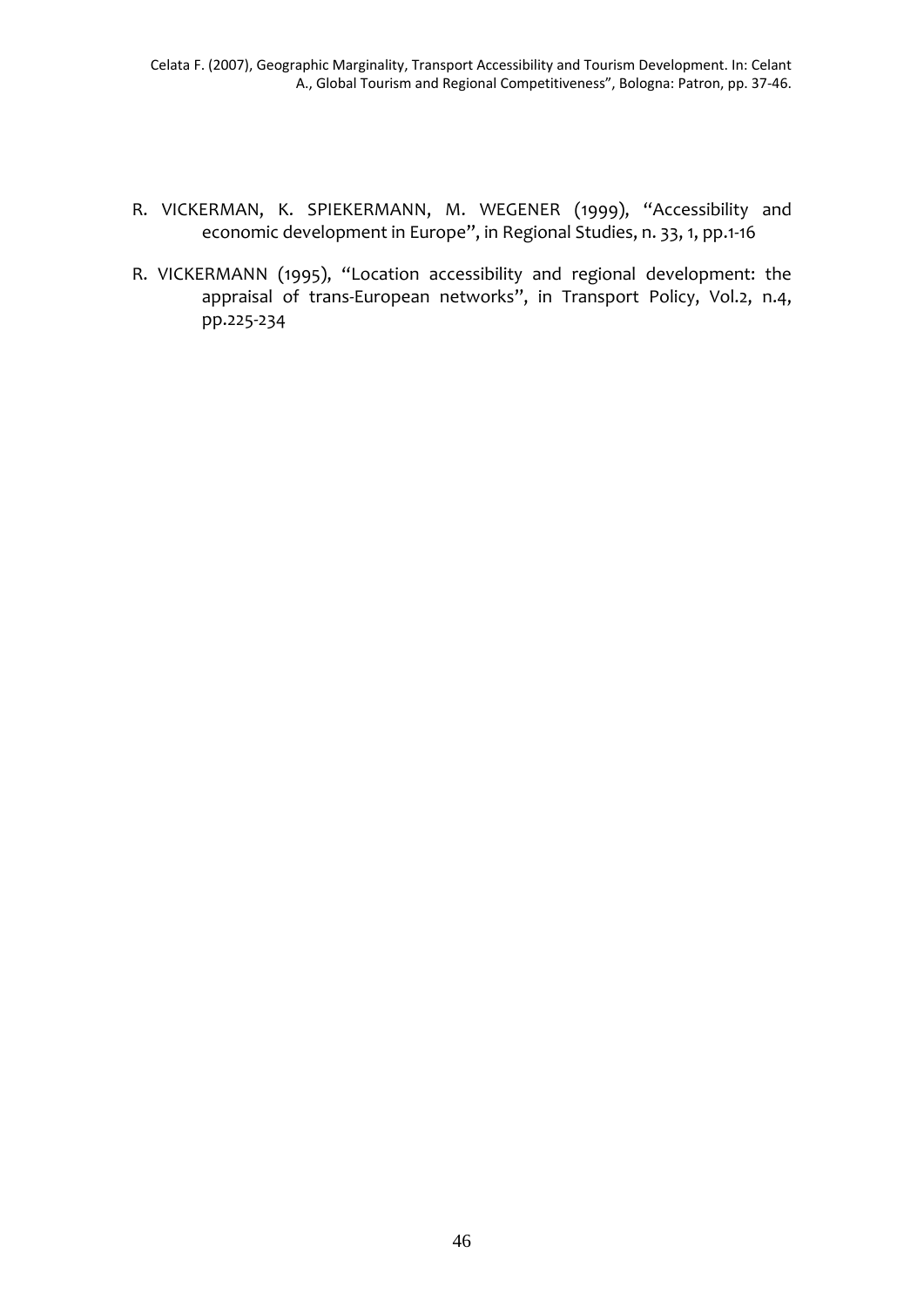R. VICKERMAN, K. SPIEKERMANN, M. WEGENER (1999), "Accessibility and economic development in Europe", in Regional Studies, n. 33, 1, pp.1-16

R. VICKERMANN (1995), "Location accessibility and regional development: the appraisal of trans-European networks", in Transport Policy, Vol.2, n.4, pp.225-234